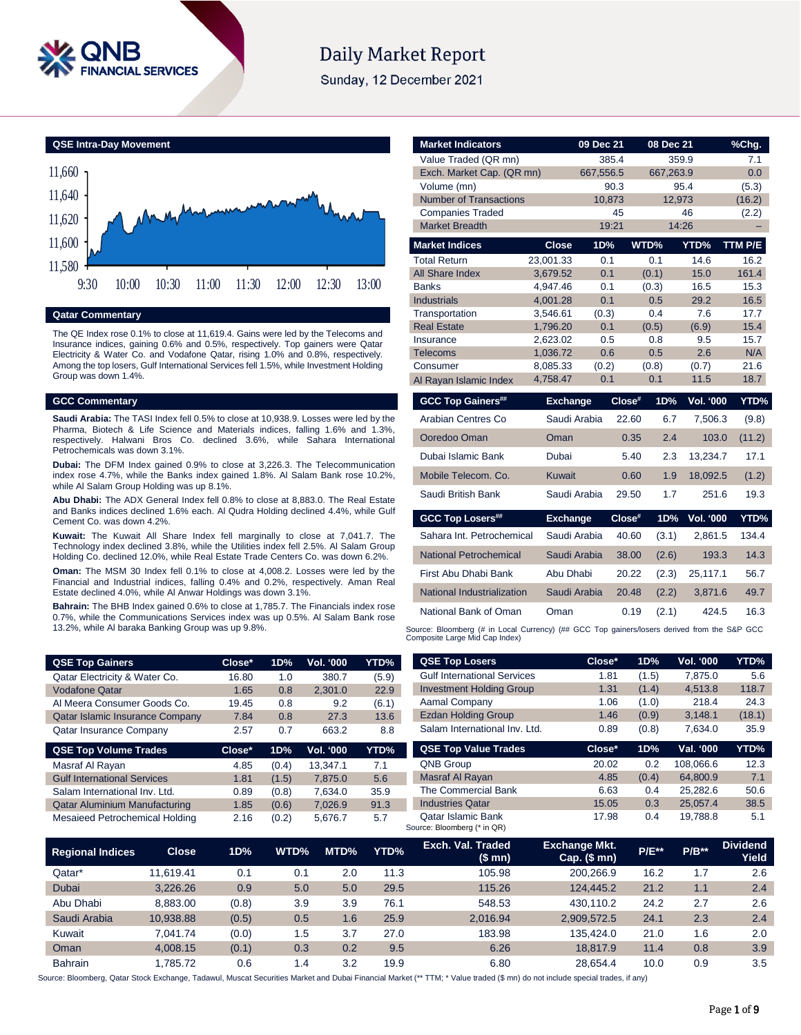# Daily Market Report

Sunday, 12 December 2021

## QSE Intra-Day Movement

## Qatar Commentary

The QE Index rose 0.1% to close at 11,619.4. Gains were led by the Telecoms and Insurance indices, gaining 0.6% and 0.5%, respectively. Top gainers were Qatar Electricity & Water Co. and Vodafone Qatar, rising 1.0% and 0.8%, respectively. Among the top losers, Gulf International Services fell 1.5%, while Investment Holding Group was down 1.4%.

## GCC Commentary

**Saudi Arabia:** The TASI Index fell 0.5% to close at 10,938.9. Losses were led by the Pharma, Biotech & Life Science and Materials indices, falling 1.6% and 1.3%, respectively. Halwani Bros Co. declined 3.6%, while Sahara International Petrochemicals was down 3.1%.

**Dubai:** The DFM Index gained 0.9% to close at 3,226.3. The Telecommunication index rose 4.7%, while the Banks index gained 1.8%. Al Salam Bank rose 10.2%, while Al Salam Group Holding was up 8.1%.

**Abu Dhabi:** The ADX General Index fell 0.8% to close at 8,883.0. The Real Estate and Banks indices declined 1.6% each. Al Qudra Holding declined 4.4%, while Gulf Cement Co. was down 4.2%.

**Kuwait:** The Kuwait All Share Index fell marginally to close at 7,041.7. The Technology index declined 3.8%, while the Utilities index fell 2.5%. Al Salam Group Holding Co. declined 12.0%, while Real Estate Trade Centers Co. was down 6.2%.

**Oman:** The MSM 30 Index fell 0.1% to close at 4,008.2. Losses were led by the Financial and Industrial indices, falling 0.4% and 0.2%, respectively. Aman Real Estate declined 4.0%, while Al Anwar Holdings was down 3.1%.

**Bahrain:** The BHB Index gained 0.6% to close at 1,785.7. The Financials index rose 0.7%, while the Communications Services index was up 0.5%. Al Salam Bank rose 13.2%, while Al baraka Banking Group was up 9.8%.

| Market Indicators | 09 Dec 21 | 08 Dec 21 | %Chg. |
|---|---|---|---|
| Value Traded (QR mn) | 385.4 | 359.9 | 7.1 |
| Exch. Market Cap. (QR mn) | 667,556.5 | 667,263.9 | 0.0 |
| Volume (mn) | 90.3 | 95.4 | (5.3) |
| Number of Transactions | 10,873 | 12,973 | (16.2) |
| Companies Traded | 45 | 46 | (2.2) |
| Market Breadth | 19:21 | 14:26 | – |

| Market Indices | Close | 1D% | WTD% | YTD% | TTM P/E |
|---|---|---|---|---|---|
| Total Return | 23,001.33 | 0.1 | 0.1 | 14.6 | 16.2 |
| All Share Index | 3,679.52 | 0.1 | (0.1) | 15.0 | 161.4 |
| Banks | 4,947.46 | 0.1 | (0.3) | 16.5 | 15.3 |
| Industrials | 4,001.28 | 0.1 | 0.5 | 29.2 | 16.5 |
| Transportation | 3,546.61 | (0.3) | 0.4 | 7.6 | 17.7 |
| Real Estate | 1,796.20 | 0.1 | (0.5) | (6.9) | 15.4 |
| Insurance | 2,623.02 | 0.5 | 0.8 | 9.5 | 15.7 |
| Telecoms | 1,036.72 | 0.6 | 0.5 | 2.6 | N/A |
| Consumer | 8,085.33 | (0.2) | (0.8) | (0.7) | 21.6 |
| Al Rayan Islamic Index | 4,758.47 | 0.1 | 0.1 | 11.5 | 18.7 |

| GCC Top Gainers## | Exchange | Close# | 1D% | Vol. '000 | YTD% |
|---|---|---|---|---|---|
| Arabian Centres Co | Saudi Arabia | 22.60 | 6.7 | 7,506.3 | (9.8) |
| Ooredoo Oman | Oman | 0.35 | 2.4 | 103.0 | (11.2) |
| Dubai Islamic Bank | Dubai | 5.40 | 2.3 | 13,234.7 | 17.1 |
| Mobile Telecom. Co. | Kuwait | 0.60 | 1.9 | 18,092.5 | (1.2) |
| Saudi British Bank | Saudi Arabia | 29.50 | 1.7 | 251.6 | 19.3 |

| GCC Top Losers## | Exchange | Close# | 1D% | Vol. '000 | YTD% |
|---|---|---|---|---|---|
| Sahara Int. Petrochemical | Saudi Arabia | 40.60 | (3.1) | 2,861.5 | 134.4 |
| National Petrochemical | Saudi Arabia | 38.00 | (2.6) | 193.3 | 14.3 |
| First Abu Dhabi Bank | Abu Dhabi | 20.22 | (2.3) | 25,117.1 | 56.7 |
| National Industrialization | Saudi Arabia | 20.48 | (2.2) | 3,871.6 | 49.7 |
| National Bank of Oman | Oman | 0.19 | (2.1) | 424.5 | 16.3 |

Source: Bloomberg (# in Local Currency) (## GCC Top gainers/losers derived from the S&P GCC Composite Large Mid Cap Index)

| QSE Top Gainers | Close* | 1D% | Vol. '000 | YTD% |
|---|---|---|---|---|
| Qatar Electricity & Water Co. | 16.80 | 1.0 | 380.7 | (5.9) |
| Vodafone Qatar | 1.65 | 0.8 | 2,301.0 | 22.9 |
| Al Meera Consumer Goods Co. | 19.45 | 0.8 | 9.2 | (6.1) |
| Qatar Islamic Insurance Company | 7.84 | 0.8 | 27.3 | 13.6 |
| Qatar Insurance Company | 2.57 | 0.7 | 663.2 | 8.8 |

| QSE Top Volume Trades | Close* | 1D% | Vol. '000 | YTD% |
|---|---|---|---|---|
| Masraf Al Rayan | 4.85 | (0.4) | 13,347.1 | 7.1 |
| Gulf International Services | 1.81 | (1.5) | 7,875.0 | 5.6 |
| Salam International Inv. Ltd. | 0.89 | (0.8) | 7,634.0 | 35.9 |
| Qatar Aluminium Manufacturing | 1.85 | (0.6) | 7,026.9 | 91.3 |
| Mesaieed Petrochemical Holding | 2.16 | (0.2) | 5,676.7 | 5.7 |

| QSE Top Losers | Close* | 1D% | Vol. '000 | YTD% |
|---|---|---|---|---|
| Gulf International Services | 1.81 | (1.5) | 7,875.0 | 5.6 |
| Investment Holding Group | 1.31 | (1.4) | 4,513.8 | 118.7 |
| Aamal Company | 1.06 | (1.0) | 218.4 | 24.3 |
| Ezdan Holding Group | 1.46 | (0.9) | 3,148.1 | (18.1) |
| Salam International Inv. Ltd. | 0.89 | (0.8) | 7,634.0 | 35.9 |

| QSE Top Value Trades | Close* | 1D% | Val. '000 | YTD% |
|---|---|---|---|---|
| QNB Group | 20.02 | 0.2 | 108,066.6 | 12.3 |
| Masraf Al Rayan | 4.85 | (0.4) | 64,800.9 | 7.1 |
| The Commercial Bank | 6.63 | 0.4 | 25,282.6 | 50.6 |
| Industries Qatar | 15.05 | 0.3 | 25,057.4 | 38.5 |
| Qatar Islamic Bank | 17.98 | 0.4 | 19,788.8 | 5.1 |

Source: Bloomberg (* in QR)

| Regional Indices | Close | 1D% | WTD% | MTD% | YTD% | Exch. Val. Traded ($ mn) | Exchange Mkt. Cap. ($ mn) | P/E** | P/B** | Dividend Yield |
|---|---|---|---|---|---|---|---|---|---|---|
| Qatar* | 11,619.41 | 0.1 | 0.1 | 2.0 | 11.3 | 105.98 | 200,266.9 | 16.2 | 1.7 | 2.6 |
| Dubai | 3,226.26 | 0.9 | 5.0 | 5.0 | 29.5 | 115.26 | 124,445.2 | 21.2 | 1.1 | 2.4 |
| Abu Dhabi | 8,883.00 | (0.8) | 3.9 | 3.9 | 76.1 | 548.53 | 430,110.2 | 24.2 | 2.7 | 2.6 |
| Saudi Arabia | 10,938.88 | (0.5) | 0.5 | 1.6 | 25.9 | 2,016.94 | 2,909,572.5 | 24.1 | 2.3 | 2.4 |
| Kuwait | 7,041.74 | (0.0) | 1.5 | 3.7 | 27.0 | 183.98 | 135,424.0 | 21.0 | 1.6 | 2.0 |
| Oman | 4,008.15 | (0.1) | 0.3 | 0.2 | 9.5 | 6.26 | 18,817.9 | 11.4 | 0.8 | 3.9 |
| Bahrain | 1,785.72 | 0.6 | 1.4 | 3.2 | 19.9 | 6.80 | 28,654.4 | 10.0 | 0.9 | 3.5 |

Source: Bloomberg, Qatar Stock Exchange, Tadawul, Muscat Securities Market and Dubai Financial Market (** TTM; * Value traded ($ mn) do not include special trades, if any)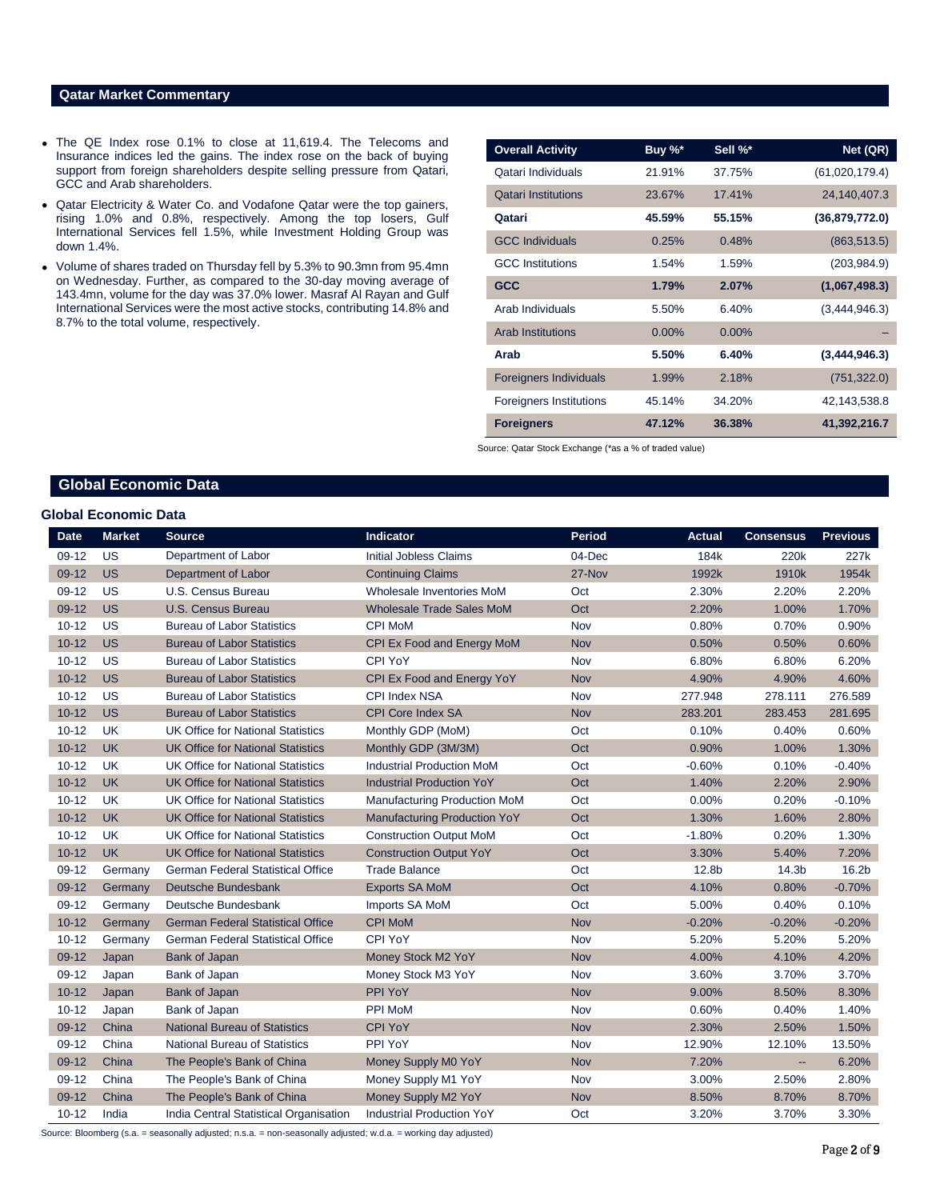## Qatar Market Commentary

- The QE Index rose 0.1% to close at 11,619.4. The Telecoms and Insurance indices led the gains. The index rose on the back of buying support from foreign shareholders despite selling pressure from Qatari, GCC and Arab shareholders.
- Qatar Electricity & Water Co. and Vodafone Qatar were the top gainers, rising 1.0% and 0.8%, respectively. Among the top losers, Gulf International Services fell 1.5%, while Investment Holding Group was down 1.4%.
- Volume of shares traded on Thursday fell by 5.3% to 90.3mn from 95.4mn on Wednesday. Further, as compared to the 30-day moving average of 143.4mn, volume for the day was 37.0% lower. Masraf Al Rayan and Gulf International Services were the most active stocks, contributing 14.8% and 8.7% to the total volume, respectively.

| Overall Activity | Buy %* | Sell %* | Net (QR) |
|---|---|---|---|
| Qatari Individuals | 21.91% | 37.75% | (61,020,179.4) |
| Qatari Institutions | 23.67% | 17.41% | 24,140,407.3 |
| **Qatari** | **45.59%** | **55.15%** | **(36,879,772.0)** |
| GCC Individuals | 0.25% | 0.48% | (863,513.5) |
| GCC Institutions | 1.54% | 1.59% | (203,984.9) |
| **GCC** | **1.79%** | **2.07%** | **(1,067,498.3)** |
| Arab Individuals | 5.50% | 6.40% | (3,444,946.3) |
| Arab Institutions | 0.00% | 0.00% | – |
| **Arab** | **5.50%** | **6.40%** | **(3,444,946.3)** |
| Foreigners Individuals | 1.99% | 2.18% | (751,322.0) |
| Foreigners Institutions | 45.14% | 34.20% | 42,143,538.8 |
| **Foreigners** | **47.12%** | **36.38%** | **41,392,216.7** |

Source: Qatar Stock Exchange (*as a % of traded value)

## Global Economic Data

### Global Economic Data

| Date | Market | Source | Indicator | Period | Actual | Consensus | Previous |
|---|---|---|---|---|---|---|---|
| 09-12 | US | Department of Labor | Initial Jobless Claims | 04-Dec | 184k | 220k | 227k |
| 09-12 | US | Department of Labor | Continuing Claims | 27-Nov | 1992k | 1910k | 1954k |
| 09-12 | US | U.S. Census Bureau | Wholesale Inventories MoM | Oct | 2.30% | 2.20% | 2.20% |
| 09-12 | US | U.S. Census Bureau | Wholesale Trade Sales MoM | Oct | 2.20% | 1.00% | 1.70% |
| 10-12 | US | Bureau of Labor Statistics | CPI MoM | Nov | 0.80% | 0.70% | 0.90% |
| 10-12 | US | Bureau of Labor Statistics | CPI Ex Food and Energy MoM | Nov | 0.50% | 0.50% | 0.60% |
| 10-12 | US | Bureau of Labor Statistics | CPI YoY | Nov | 6.80% | 6.80% | 6.20% |
| 10-12 | US | Bureau of Labor Statistics | CPI Ex Food and Energy YoY | Nov | 4.90% | 4.90% | 4.60% |
| 10-12 | US | Bureau of Labor Statistics | CPI Index NSA | Nov | 277.948 | 278.111 | 276.589 |
| 10-12 | US | Bureau of Labor Statistics | CPI Core Index SA | Nov | 283.201 | 283.453 | 281.695 |
| 10-12 | UK | UK Office for National Statistics | Monthly GDP (MoM) | Oct | 0.10% | 0.40% | 0.60% |
| 10-12 | UK | UK Office for National Statistics | Monthly GDP (3M/3M) | Oct | 0.90% | 1.00% | 1.30% |
| 10-12 | UK | UK Office for National Statistics | Industrial Production MoM | Oct | -0.60% | 0.10% | -0.40% |
| 10-12 | UK | UK Office for National Statistics | Industrial Production YoY | Oct | 1.40% | 2.20% | 2.90% |
| 10-12 | UK | UK Office for National Statistics | Manufacturing Production MoM | Oct | 0.00% | 0.20% | -0.10% |
| 10-12 | UK | UK Office for National Statistics | Manufacturing Production YoY | Oct | 1.30% | 1.60% | 2.80% |
| 10-12 | UK | UK Office for National Statistics | Construction Output MoM | Oct | -1.80% | 0.20% | 1.30% |
| 10-12 | UK | UK Office for National Statistics | Construction Output YoY | Oct | 3.30% | 5.40% | 7.20% |
| 09-12 | Germany | German Federal Statistical Office | Trade Balance | Oct | 12.8b | 14.3b | 16.2b |
| 09-12 | Germany | Deutsche Bundesbank | Exports SA MoM | Oct | 4.10% | 0.80% | -0.70% |
| 09-12 | Germany | Deutsche Bundesbank | Imports SA MoM | Oct | 5.00% | 0.40% | 0.10% |
| 10-12 | Germany | German Federal Statistical Office | CPI MoM | Nov | -0.20% | -0.20% | -0.20% |
| 10-12 | Germany | German Federal Statistical Office | CPI YoY | Nov | 5.20% | 5.20% | 5.20% |
| 09-12 | Japan | Bank of Japan | Money Stock M2 YoY | Nov | 4.00% | 4.10% | 4.20% |
| 09-12 | Japan | Bank of Japan | Money Stock M3 YoY | Nov | 3.60% | 3.70% | 3.70% |
| 10-12 | Japan | Bank of Japan | PPI YoY | Nov | 9.00% | 8.50% | 8.30% |
| 10-12 | Japan | Bank of Japan | PPI MoM | Nov | 0.60% | 0.40% | 1.40% |
| 09-12 | China | National Bureau of Statistics | CPI YoY | Nov | 2.30% | 2.50% | 1.50% |
| 09-12 | China | National Bureau of Statistics | PPI YoY | Nov | 12.90% | 12.10% | 13.50% |
| 09-12 | China | The People's Bank of China | Money Supply M0 YoY | Nov | 7.20% | -- | 6.20% |
| 09-12 | China | The People's Bank of China | Money Supply M1 YoY | Nov | 3.00% | 2.50% | 2.80% |
| 09-12 | China | The People's Bank of China | Money Supply M2 YoY | Nov | 8.50% | 8.70% | 8.70% |
| 10-12 | India | India Central Statistical Organisation | Industrial Production YoY | Oct | 3.20% | 3.70% | 3.30% |

Source: Bloomberg (s.a. = seasonally adjusted; n.s.a. = non-seasonally adjusted; w.d.a. = working day adjusted)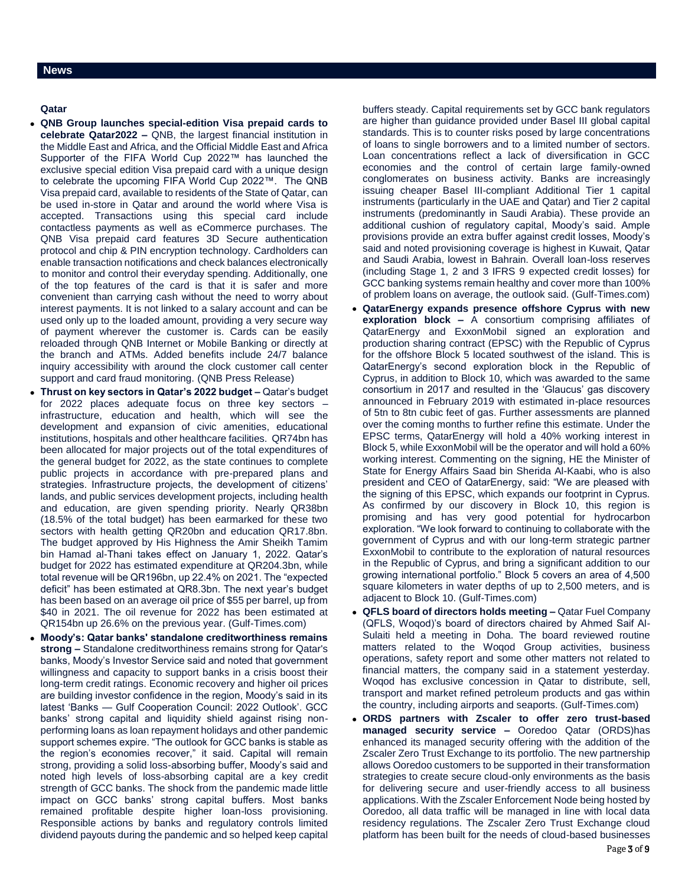## News

### Qatar

- **QNB Group launches special-edition Visa prepaid cards to celebrate Qatar2022 –** QNB, the largest financial institution in the Middle East and Africa, and the Official Middle East and Africa Supporter of the FIFA World Cup 2022™ has launched the exclusive special edition Visa prepaid card with a unique design to celebrate the upcoming FIFA World Cup 2022™. The QNB Visa prepaid card, available to residents of the State of Qatar, can be used in-store in Qatar and around the world where Visa is accepted. Transactions using this special card include contactless payments as well as eCommerce purchases. The QNB Visa prepaid card features 3D Secure authentication protocol and chip & PIN encryption technology. Cardholders can enable transaction notifications and check balances electronically to monitor and control their everyday spending. Additionally, one of the top features of the card is that it is safer and more convenient than carrying cash without the need to worry about interest payments. It is not linked to a salary account and can be used only up to the loaded amount, providing a very secure way of payment wherever the customer is. Cards can be easily reloaded through QNB Internet or Mobile Banking or directly at the branch and ATMs. Added benefits include 24/7 balance inquiry accessibility with around the clock customer call center support and card fraud monitoring. (QNB Press Release)
- **Thrust on key sectors in Qatar's 2022 budget –** Qatar's budget for 2022 places adequate focus on three key sectors – infrastructure, education and health, which will see the development and expansion of civic amenities, educational institutions, hospitals and other healthcare facilities. QR74bn has been allocated for major projects out of the total expenditures of the general budget for 2022, as the state continues to complete public projects in accordance with pre-prepared plans and strategies. Infrastructure projects, the development of citizens' lands, and public services development projects, including health and education, are given spending priority. Nearly QR38bn (18.5% of the total budget) has been earmarked for these two sectors with health getting QR20bn and education QR17.8bn. The budget approved by His Highness the Amir Sheikh Tamim bin Hamad al-Thani takes effect on January 1, 2022. Qatar's budget for 2022 has estimated expenditure at QR204.3bn, while total revenue will be QR196bn, up 22.4% on 2021. The "expected deficit" has been estimated at QR8.3bn. The next year's budget has been based on an average oil price of $55 per barrel, up from $40 in 2021. The oil revenue for 2022 has been estimated at QR154bn up 26.6% on the previous year. (Gulf-Times.com)
- **Moody's: Qatar banks' standalone creditworthiness remains strong –** Standalone creditworthiness remains strong for Qatar's banks, Moody's Investor Service said and noted that government willingness and capacity to support banks in a crisis boost their long-term credit ratings. Economic recovery and higher oil prices are building investor confidence in the region, Moody's said in its latest 'Banks — Gulf Cooperation Council: 2022 Outlook'. GCC banks' strong capital and liquidity shield against rising non-performing loans as loan repayment holidays and other pandemic support schemes expire. "The outlook for GCC banks is stable as the region's economies recover," it said. Capital will remain strong, providing a solid loss-absorbing buffer, Moody's said and noted high levels of loss-absorbing capital are a key credit strength of GCC banks. The shock from the pandemic made little impact on GCC banks' strong capital buffers. Most banks remained profitable despite higher loan-loss provisioning. Responsible actions by banks and regulatory controls limited dividend payouts during the pandemic and so helped keep capital buffers steady. Capital requirements set by GCC bank regulators are higher than guidance provided under Basel III global capital standards. This is to counter risks posed by large concentrations of loans to single borrowers and to a limited number of sectors. Loan concentrations reflect a lack of diversification in GCC economies and the control of certain large family-owned conglomerates on business activity. Banks are increasingly issuing cheaper Basel III-compliant Additional Tier 1 capital instruments (particularly in the UAE and Qatar) and Tier 2 capital instruments (predominantly in Saudi Arabia). These provide an additional cushion of regulatory capital, Moody's said. Ample provisions provide an extra buffer against credit losses, Moody's said and noted provisioning coverage is highest in Kuwait, Qatar and Saudi Arabia, lowest in Bahrain. Overall loan-loss reserves (including Stage 1, 2 and 3 IFRS 9 expected credit losses) for GCC banking systems remain healthy and cover more than 100% of problem loans on average, the outlook said. (Gulf-Times.com)
- **QatarEnergy expands presence offshore Cyprus with new exploration block –** A consortium comprising affiliates of QatarEnergy and ExxonMobil signed an exploration and production sharing contract (EPSC) with the Republic of Cyprus for the offshore Block 5 located southwest of the island. This is QatarEnergy's second exploration block in the Republic of Cyprus, in addition to Block 10, which was awarded to the same consortium in 2017 and resulted in the 'Glaucus' gas discovery announced in February 2019 with estimated in-place resources of 5tn to 8tn cubic feet of gas. Further assessments are planned over the coming months to further refine this estimate. Under the EPSC terms, QatarEnergy will hold a 40% working interest in Block 5, while ExxonMobil will be the operator and will hold a 60% working interest. Commenting on the signing, HE the Minister of State for Energy Affairs Saad bin Sherida Al-Kaabi, who is also president and CEO of QatarEnergy, said: "We are pleased with the signing of this EPSC, which expands our footprint in Cyprus. As confirmed by our discovery in Block 10, this region is promising and has very good potential for hydrocarbon exploration. "We look forward to continuing to collaborate with the government of Cyprus and with our long-term strategic partner ExxonMobil to contribute to the exploration of natural resources in the Republic of Cyprus, and bring a significant addition to our growing international portfolio." Block 5 covers an area of 4,500 square kilometers in water depths of up to 2,500 meters, and is adjacent to Block 10. (Gulf-Times.com)
- **QFLS board of directors holds meeting –** Qatar Fuel Company (QFLS, Woqod)'s board of directors chaired by Ahmed Saif Al-Sulaiti held a meeting in Doha. The board reviewed routine matters related to the Woqod Group activities, business operations, safety report and some other matters not related to financial matters, the company said in a statement yesterday. Woqod has exclusive concession in Qatar to distribute, sell, transport and market refined petroleum products and gas within the country, including airports and seaports. (Gulf-Times.com)
- **ORDS partners with Zscaler to offer zero trust-based managed security service –** Ooredoo Qatar (ORDS)has enhanced its managed security offering with the addition of the Zscaler Zero Trust Exchange to its portfolio. The new partnership allows Ooredoo customers to be supported in their transformation strategies to create secure cloud-only environments as the basis for delivering secure and user-friendly access to all business applications. With the Zscaler Enforcement Node being hosted by Ooredoo, all data traffic will be managed in line with local data residency regulations. The Zscaler Zero Trust Exchange cloud platform has been built for the needs of cloud-based businesses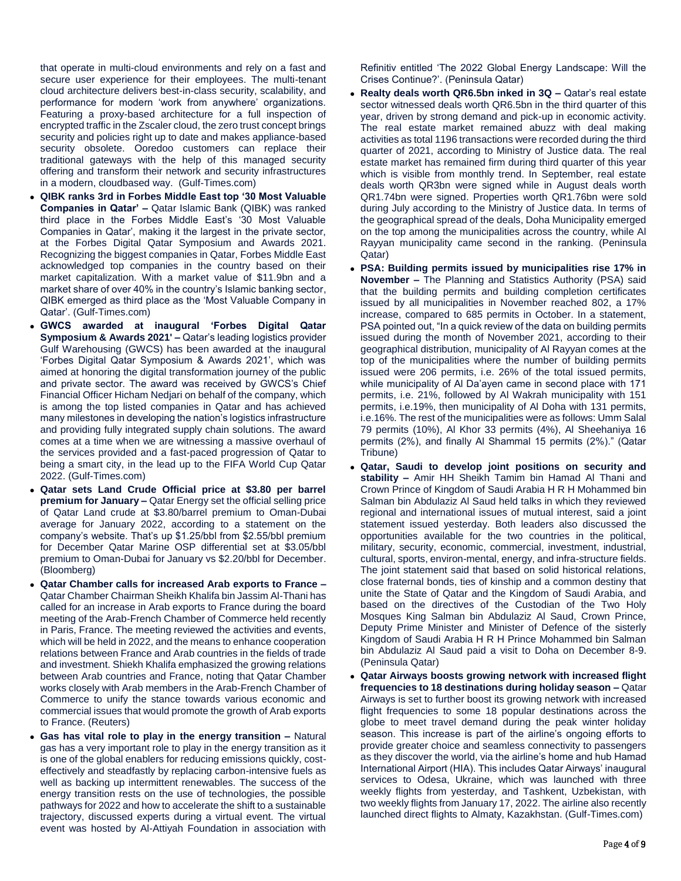that operate in multi-cloud environments and rely on a fast and secure user experience for their employees. The multi-tenant cloud architecture delivers best-in-class security, scalability, and performance for modern 'work from anywhere' organizations. Featuring a proxy-based architecture for a full inspection of encrypted traffic in the Zscaler cloud, the zero trust concept brings security and policies right up to date and makes appliance-based security obsolete. Ooredoo customers can replace their traditional gateways with the help of this managed security offering and transform their network and security infrastructures in a modern, cloudbased way. (Gulf-Times.com)

- **QIBK ranks 3rd in Forbes Middle East top '30 Most Valuable Companies in Qatar' –** Qatar Islamic Bank (QIBK) was ranked third place in the Forbes Middle East's '30 Most Valuable Companies in Qatar', making it the largest in the private sector, at the Forbes Digital Qatar Symposium and Awards 2021. Recognizing the biggest companies in Qatar, Forbes Middle East acknowledged top companies in the country based on their market capitalization. With a market value of $11.9bn and a market share of over 40% in the country's Islamic banking sector, QIBK emerged as third place as the 'Most Valuable Company in Qatar'. (Gulf-Times.com)
- **GWCS awarded at inaugural 'Forbes Digital Qatar Symposium & Awards 2021' –** Qatar's leading logistics provider Gulf Warehousing (GWCS) has been awarded at the inaugural 'Forbes Digital Qatar Symposium & Awards 2021', which was aimed at honoring the digital transformation journey of the public and private sector. The award was received by GWCS's Chief Financial Officer Hicham Nedjari on behalf of the company, which is among the top listed companies in Qatar and has achieved many milestones in developing the nation's logistics infrastructure and providing fully integrated supply chain solutions. The award comes at a time when we are witnessing a massive overhaul of the services provided and a fast-paced progression of Qatar to being a smart city, in the lead up to the FIFA World Cup Qatar 2022. (Gulf-Times.com)
- **Qatar sets Land Crude Official price at $3.80 per barrel premium for January –** Qatar Energy set the official selling price of Qatar Land crude at $3.80/barrel premium to Oman-Dubai average for January 2022, according to a statement on the company's website. That's up $1.25/bbl from $2.55/bbl premium for December Qatar Marine OSP differential set at $3.05/bbl premium to Oman-Dubai for January vs $2.20/bbl for December. (Bloomberg)
- **Qatar Chamber calls for increased Arab exports to France –** Qatar Chamber Chairman Sheikh Khalifa bin Jassim Al-Thani has called for an increase in Arab exports to France during the board meeting of the Arab-French Chamber of Commerce held recently in Paris, France. The meeting reviewed the activities and events, which will be held in 2022, and the means to enhance cooperation relations between France and Arab countries in the fields of trade and investment. Shiekh Khalifa emphasized the growing relations between Arab countries and France, noting that Qatar Chamber works closely with Arab members in the Arab-French Chamber of Commerce to unify the stance towards various economic and commercial issues that would promote the growth of Arab exports to France. (Reuters)
- **Gas has vital role to play in the energy transition –** Natural gas has a very important role to play in the energy transition as it is one of the global enablers for reducing emissions quickly, cost-effectively and steadfastly by replacing carbon-intensive fuels as well as backing up intermittent renewables. The success of the energy transition rests on the use of technologies, the possible pathways for 2022 and how to accelerate the shift to a sustainable trajectory, discussed experts during a virtual event. The virtual event was hosted by Al-Attiyah Foundation in association with Refinitiv entitled 'The 2022 Global Energy Landscape: Will the Crises Continue?'. (Peninsula Qatar)
- **Realty deals worth QR6.5bn inked in 3Q –** Qatar's real estate sector witnessed deals worth QR6.5bn in the third quarter of this year, driven by strong demand and pick-up in economic activity. The real estate market remained abuzz with deal making activities as total 1196 transactions were recorded during the third quarter of 2021, according to Ministry of Justice data. The real estate market has remained firm during third quarter of this year which is visible from monthly trend. In September, real estate deals worth QR3bn were signed while in August deals worth QR1.74bn were signed. Properties worth QR1.76bn were sold during July according to the Ministry of Justice data. In terms of the geographical spread of the deals, Doha Municipality emerged on the top among the municipalities across the country, while Al Rayyan municipality came second in the ranking. (Peninsula Qatar)
- **PSA: Building permits issued by municipalities rise 17% in November –** The Planning and Statistics Authority (PSA) said that the building permits and building completion certificates issued by all municipalities in November reached 802, a 17% increase, compared to 685 permits in October. In a statement, PSA pointed out, "In a quick review of the data on building permits issued during the month of November 2021, according to their geographical distribution, municipality of Al Rayyan comes at the top of the municipalities where the number of building permits issued were 206 permits, i.e. 26% of the total issued permits, while municipality of Al Da'ayen came in second place with 171 permits, i.e. 21%, followed by Al Wakrah municipality with 151 permits, i.e.19%, then municipality of Al Doha with 131 permits, i.e.16%. The rest of the municipalities were as follows: Umm Salal 79 permits (10%), Al Khor 33 permits (4%), Al Sheehaniya 16 permits (2%), and finally Al Shammal 15 permits (2%)." (Qatar Tribune)
- **Qatar, Saudi to develop joint positions on security and stability –** Amir HH Sheikh Tamim bin Hamad Al Thani and Crown Prince of Kingdom of Saudi Arabia H R H Mohammed bin Salman bin Abdulaziz Al Saud held talks in which they reviewed regional and international issues of mutual interest, said a joint statement issued yesterday. Both leaders also discussed the opportunities available for the two countries in the political, military, security, economic, commercial, investment, industrial, cultural, sports, environ-mental, energy, and infra-structure fields. The joint statement said that based on solid historical relations, close fraternal bonds, ties of kinship and a common destiny that unite the State of Qatar and the Kingdom of Saudi Arabia, and based on the directives of the Custodian of the Two Holy Mosques King Salman bin Abdulaziz Al Saud, Crown Prince, Deputy Prime Minister and Minister of Defence of the sisterly Kingdom of Saudi Arabia H R H Prince Mohammed bin Salman bin Abdulaziz Al Saud paid a visit to Doha on December 8-9. (Peninsula Qatar)
- **Qatar Airways boosts growing network with increased flight frequencies to 18 destinations during holiday season –** Qatar Airways is set to further boost its growing network with increased flight frequencies to some 18 popular destinations across the globe to meet travel demand during the peak winter holiday season. This increase is part of the airline's ongoing efforts to provide greater choice and seamless connectivity to passengers as they discover the world, via the airline's home and hub Hamad International Airport (HIA). This includes Qatar Airways' inaugural services to Odesa, Ukraine, which was launched with three weekly flights from yesterday, and Tashkent, Uzbekistan, with two weekly flights from January 17, 2022. The airline also recently launched direct flights to Almaty, Kazakhstan. (Gulf-Times.com)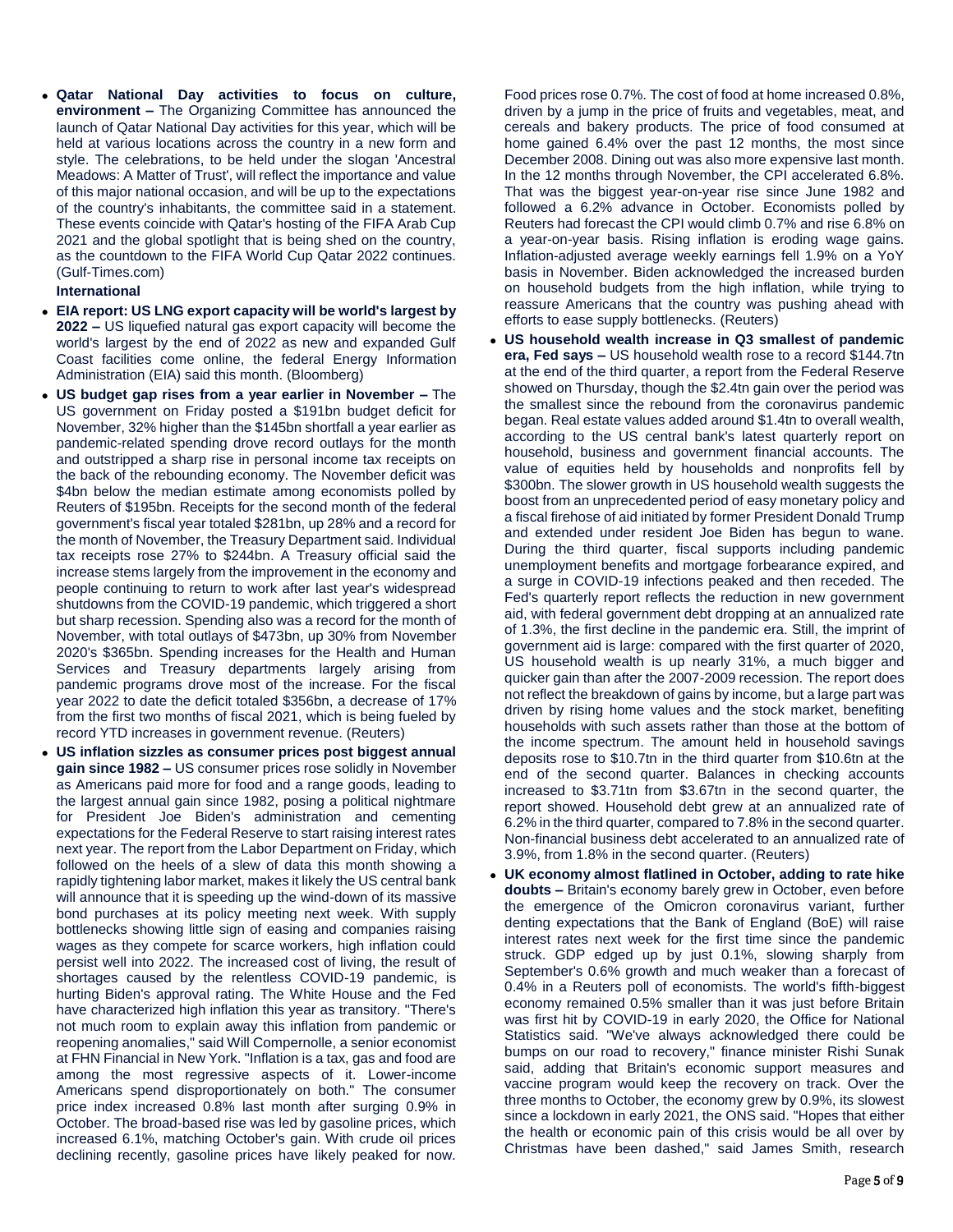- **Qatar National Day activities to focus on culture, environment –** The Organizing Committee has announced the launch of Qatar National Day activities for this year, which will be held at various locations across the country in a new form and style. The celebrations, to be held under the slogan 'Ancestral Meadows: A Matter of Trust', will reflect the importance and value of this major national occasion, and will be up to the expectations of the country's inhabitants, the committee said in a statement. These events coincide with Qatar's hosting of the FIFA Arab Cup 2021 and the global spotlight that is being shed on the country, as the countdown to the FIFA World Cup Qatar 2022 continues. (Gulf-Times.com)

**International**

- **EIA report: US LNG export capacity will be world's largest by 2022 –** US liquefied natural gas export capacity will become the world's largest by the end of 2022 as new and expanded Gulf Coast facilities come online, the federal Energy Information Administration (EIA) said this month. (Bloomberg)
- **US budget gap rises from a year earlier in November –** The US government on Friday posted a $191bn budget deficit for November, 32% higher than the $145bn shortfall a year earlier as pandemic-related spending drove record outlays for the month and outstripped a sharp rise in personal income tax receipts on the back of the rebounding economy. The November deficit was $4bn below the median estimate among economists polled by Reuters of $195bn. Receipts for the second month of the federal government's fiscal year totaled $281bn, up 28% and a record for the month of November, the Treasury Department said. Individual tax receipts rose 27% to $244bn. A Treasury official said the increase stems largely from the improvement in the economy and people continuing to return to work after last year's widespread shutdowns from the COVID-19 pandemic, which triggered a short but sharp recession. Spending also was a record for the month of November, with total outlays of $473bn, up 30% from November 2020's $365bn. Spending increases for the Health and Human Services and Treasury departments largely arising from pandemic programs drove most of the increase. For the fiscal year 2022 to date the deficit totaled $356bn, a decrease of 17% from the first two months of fiscal 2021, which is being fueled by record YTD increases in government revenue. (Reuters)
- **US inflation sizzles as consumer prices post biggest annual gain since 1982 –** US consumer prices rose solidly in November as Americans paid more for food and a range goods, leading to the largest annual gain since 1982, posing a political nightmare for President Joe Biden's administration and cementing expectations for the Federal Reserve to start raising interest rates next year. The report from the Labor Department on Friday, which followed on the heels of a slew of data this month showing a rapidly tightening labor market, makes it likely the US central bank will announce that it is speeding up the wind-down of its massive bond purchases at its policy meeting next week. With supply bottlenecks showing little sign of easing and companies raising wages as they compete for scarce workers, high inflation could persist well into 2022. The increased cost of living, the result of shortages caused by the relentless COVID-19 pandemic, is hurting Biden's approval rating. The White House and the Fed have characterized high inflation this year as transitory. "There's not much room to explain away this inflation from pandemic or reopening anomalies," said Will Compernolle, a senior economist at FHN Financial in New York. "Inflation is a tax, gas and food are among the most regressive aspects of it. Lower-income Americans spend disproportionately on both." The consumer price index increased 0.8% last month after surging 0.9% in October. The broad-based rise was led by gasoline prices, which increased 6.1%, matching October's gain. With crude oil prices declining recently, gasoline prices have likely peaked for now. Food prices rose 0.7%. The cost of food at home increased 0.8%, driven by a jump in the price of fruits and vegetables, meat, and cereals and bakery products. The price of food consumed at home gained 6.4% over the past 12 months, the most since December 2008. Dining out was also more expensive last month. In the 12 months through November, the CPI accelerated 6.8%. That was the biggest year-on-year rise since June 1982 and followed a 6.2% advance in October. Economists polled by Reuters had forecast the CPI would climb 0.7% and rise 6.8% on a year-on-year basis. Rising inflation is eroding wage gains. Inflation-adjusted average weekly earnings fell 1.9% on a YoY basis in November. Biden acknowledged the increased burden on household budgets from the high inflation, while trying to reassure Americans that the country was pushing ahead with efforts to ease supply bottlenecks. (Reuters)
- **US household wealth increase in Q3 smallest of pandemic era, Fed says –** US household wealth rose to a record $144.7tn at the end of the third quarter, a report from the Federal Reserve showed on Thursday, though the $2.4tn gain over the period was the smallest since the rebound from the coronavirus pandemic began. Real estate values added around $1.4tn to overall wealth, according to the US central bank's latest quarterly report on household, business and government financial accounts. The value of equities held by households and nonprofits fell by $300bn. The slower growth in US household wealth suggests the boost from an unprecedented period of easy monetary policy and a fiscal firehose of aid initiated by former President Donald Trump and extended under resident Joe Biden has begun to wane. During the third quarter, fiscal supports including pandemic unemployment benefits and mortgage forbearance expired, and a surge in COVID-19 infections peaked and then receded. The Fed's quarterly report reflects the reduction in new government aid, with federal government debt dropping at an annualized rate of 1.3%, the first decline in the pandemic era. Still, the imprint of government aid is large: compared with the first quarter of 2020, US household wealth is up nearly 31%, a much bigger and quicker gain than after the 2007-2009 recession. The report does not reflect the breakdown of gains by income, but a large part was driven by rising home values and the stock market, benefiting households with such assets rather than those at the bottom of the income spectrum. The amount held in household savings deposits rose to $10.7tn in the third quarter from $10.6tn at the end of the second quarter. Balances in checking accounts increased to $3.71tn from $3.67tn in the second quarter, the report showed. Household debt grew at an annualized rate of 6.2% in the third quarter, compared to 7.8% in the second quarter. Non-financial business debt accelerated to an annualized rate of 3.9%, from 1.8% in the second quarter. (Reuters)
- **UK economy almost flatlined in October, adding to rate hike doubts –** Britain's economy barely grew in October, even before the emergence of the Omicron coronavirus variant, further denting expectations that the Bank of England (BoE) will raise interest rates next week for the first time since the pandemic struck. GDP edged up by just 0.1%, slowing sharply from September's 0.6% growth and much weaker than a forecast of 0.4% in a Reuters poll of economists. The world's fifth-biggest economy remained 0.5% smaller than it was just before Britain was first hit by COVID-19 in early 2020, the Office for National Statistics said. "We've always acknowledged there could be bumps on our road to recovery," finance minister Rishi Sunak said, adding that Britain's economic support measures and vaccine program would keep the recovery on track. Over the three months to October, the economy grew by 0.9%, its slowest since a lockdown in early 2021, the ONS said. "Hopes that either the health or economic pain of this crisis would be all over by Christmas have been dashed," said James Smith, research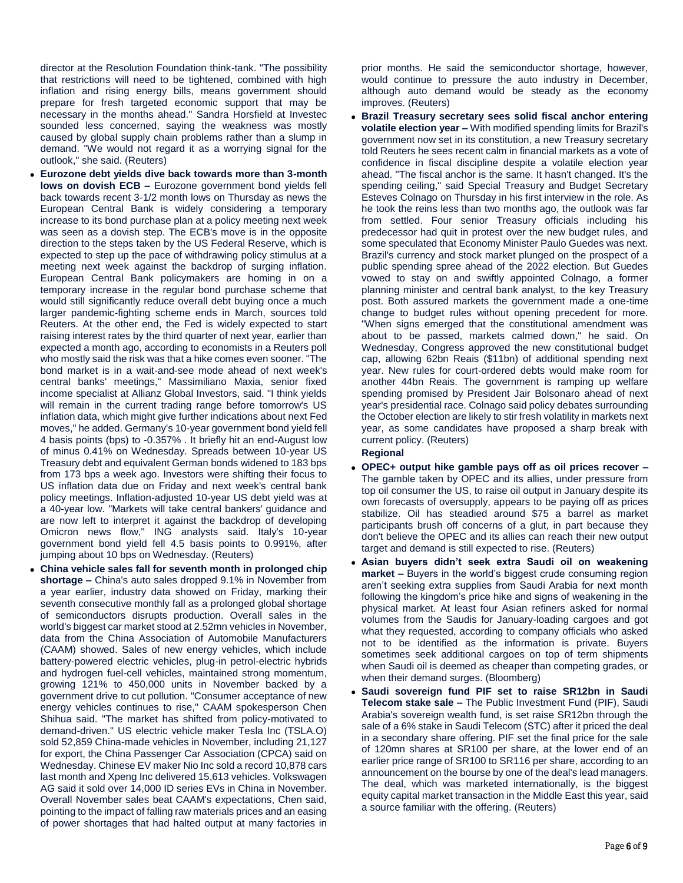director at the Resolution Foundation think-tank. "The possibility that restrictions will need to be tightened, combined with high inflation and rising energy bills, means government should prepare for fresh targeted economic support that may be necessary in the months ahead." Sandra Horsfield at Investec sounded less concerned, saying the weakness was mostly caused by global supply chain problems rather than a slump in demand. "We would not regard it as a worrying signal for the outlook," she said. (Reuters)

- **Eurozone debt yields dive back towards more than 3-month lows on dovish ECB –** Eurozone government bond yields fell back towards recent 3-1/2 month lows on Thursday as news the European Central Bank is widely considering a temporary increase to its bond purchase plan at a policy meeting next week was seen as a dovish step. The ECB's move is in the opposite direction to the steps taken by the US Federal Reserve, which is expected to step up the pace of withdrawing policy stimulus at a meeting next week against the backdrop of surging inflation. European Central Bank policymakers are homing in on a temporary increase in the regular bond purchase scheme that would still significantly reduce overall debt buying once a much larger pandemic-fighting scheme ends in March, sources told Reuters. At the other end, the Fed is widely expected to start raising interest rates by the third quarter of next year, earlier than expected a month ago, according to economists in a Reuters poll who mostly said the risk was that a hike comes even sooner. "The bond market is in a wait-and-see mode ahead of next week's central banks' meetings," Massimiliano Maxia, senior fixed income specialist at Allianz Global Investors, said. "I think yields will remain in the current trading range before tomorrow's US inflation data, which might give further indications about next Fed moves," he added. Germany's 10-year government bond yield fell 4 basis points (bps) to -0.357% . It briefly hit an end-August low of minus 0.41% on Wednesday. Spreads between 10-year US Treasury debt and equivalent German bonds widened to 183 bps from 173 bps a week ago. Investors were shifting their focus to US inflation data due on Friday and next week's central bank policy meetings. Inflation-adjusted 10-year US debt yield was at a 40-year low. "Markets will take central bankers' guidance and are now left to interpret it against the backdrop of developing Omicron news flow," ING analysts said. Italy's 10-year government bond yield fell 4.5 basis points to 0.991%, after jumping about 10 bps on Wednesday. (Reuters)
- **China vehicle sales fall for seventh month in prolonged chip shortage –** China's auto sales dropped 9.1% in November from a year earlier, industry data showed on Friday, marking their seventh consecutive monthly fall as a prolonged global shortage of semiconductors disrupts production. Overall sales in the world's biggest car market stood at 2.52mn vehicles in November, data from the China Association of Automobile Manufacturers (CAAM) showed. Sales of new energy vehicles, which include battery-powered electric vehicles, plug-in petrol-electric hybrids and hydrogen fuel-cell vehicles, maintained strong momentum, growing 121% to 450,000 units in November backed by a government drive to cut pollution. "Consumer acceptance of new energy vehicles continues to rise," CAAM spokesperson Chen Shihua said. "The market has shifted from policy-motivated to demand-driven." US electric vehicle maker Tesla Inc (TSLA.O) sold 52,859 China-made vehicles in November, including 21,127 for export, the China Passenger Car Association (CPCA) said on Wednesday. Chinese EV maker Nio Inc sold a record 10,878 cars last month and Xpeng Inc delivered 15,613 vehicles. Volkswagen AG said it sold over 14,000 ID series EVs in China in November. Overall November sales beat CAAM's expectations, Chen said, pointing to the impact of falling raw materials prices and an easing of power shortages that had halted output at many factories in prior months. He said the semiconductor shortage, however, would continue to pressure the auto industry in December, although auto demand would be steady as the economy improves. (Reuters)
- **Brazil Treasury secretary sees solid fiscal anchor entering volatile election year –** With modified spending limits for Brazil's government now set in its constitution, a new Treasury secretary told Reuters he sees recent calm in financial markets as a vote of confidence in fiscal discipline despite a volatile election year ahead. "The fiscal anchor is the same. It hasn't changed. It's the spending ceiling," said Special Treasury and Budget Secretary Esteves Colnago on Thursday in his first interview in the role. As he took the reins less than two months ago, the outlook was far from settled. Four senior Treasury officials including his predecessor had quit in protest over the new budget rules, and some speculated that Economy Minister Paulo Guedes was next. Brazil's currency and stock market plunged on the prospect of a public spending spree ahead of the 2022 election. But Guedes vowed to stay on and swiftly appointed Colnago, a former planning minister and central bank analyst, to the key Treasury post. Both assured markets the government made a one-time change to budget rules without opening precedent for more. "When signs emerged that the constitutional amendment was about to be passed, markets calmed down," he said. On Wednesday, Congress approved the new constitutional budget cap, allowing 62bn Reais ($11bn) of additional spending next year. New rules for court-ordered debts would make room for another 44bn Reais. The government is ramping up welfare spending promised by President Jair Bolsonaro ahead of next year's presidential race. Colnago said policy debates surrounding the October election are likely to stir fresh volatility in markets next year, as some candidates have proposed a sharp break with current policy. (Reuters)

**Regional**

- **OPEC+ output hike gamble pays off as oil prices recover –** The gamble taken by OPEC and its allies, under pressure from top oil consumer the US, to raise oil output in January despite its own forecasts of oversupply, appears to be paying off as prices stabilize. Oil has steadied around $75 a barrel as market participants brush off concerns of a glut, in part because they don't believe the OPEC and its allies can reach their new output target and demand is still expected to rise. (Reuters)
- **Asian buyers didn't seek extra Saudi oil on weakening market –** Buyers in the world's biggest crude consuming region aren't seeking extra supplies from Saudi Arabia for next month following the kingdom's price hike and signs of weakening in the physical market. At least four Asian refiners asked for normal volumes from the Saudis for January-loading cargoes and got what they requested, according to company officials who asked not to be identified as the information is private. Buyers sometimes seek additional cargoes on top of term shipments when Saudi oil is deemed as cheaper than competing grades, or when their demand surges. (Bloomberg)
- **Saudi sovereign fund PIF set to raise SR12bn in Saudi Telecom stake sale –** The Public Investment Fund (PIF), Saudi Arabia's sovereign wealth fund, is set raise SR12bn through the sale of a 6% stake in Saudi Telecom (STC) after it priced the deal in a secondary share offering. PIF set the final price for the sale of 120mn shares at SR100 per share, at the lower end of an earlier price range of SR100 to SR116 per share, according to an announcement on the bourse by one of the deal's lead managers. The deal, which was marketed internationally, is the biggest equity capital market transaction in the Middle East this year, said a source familiar with the offering. (Reuters)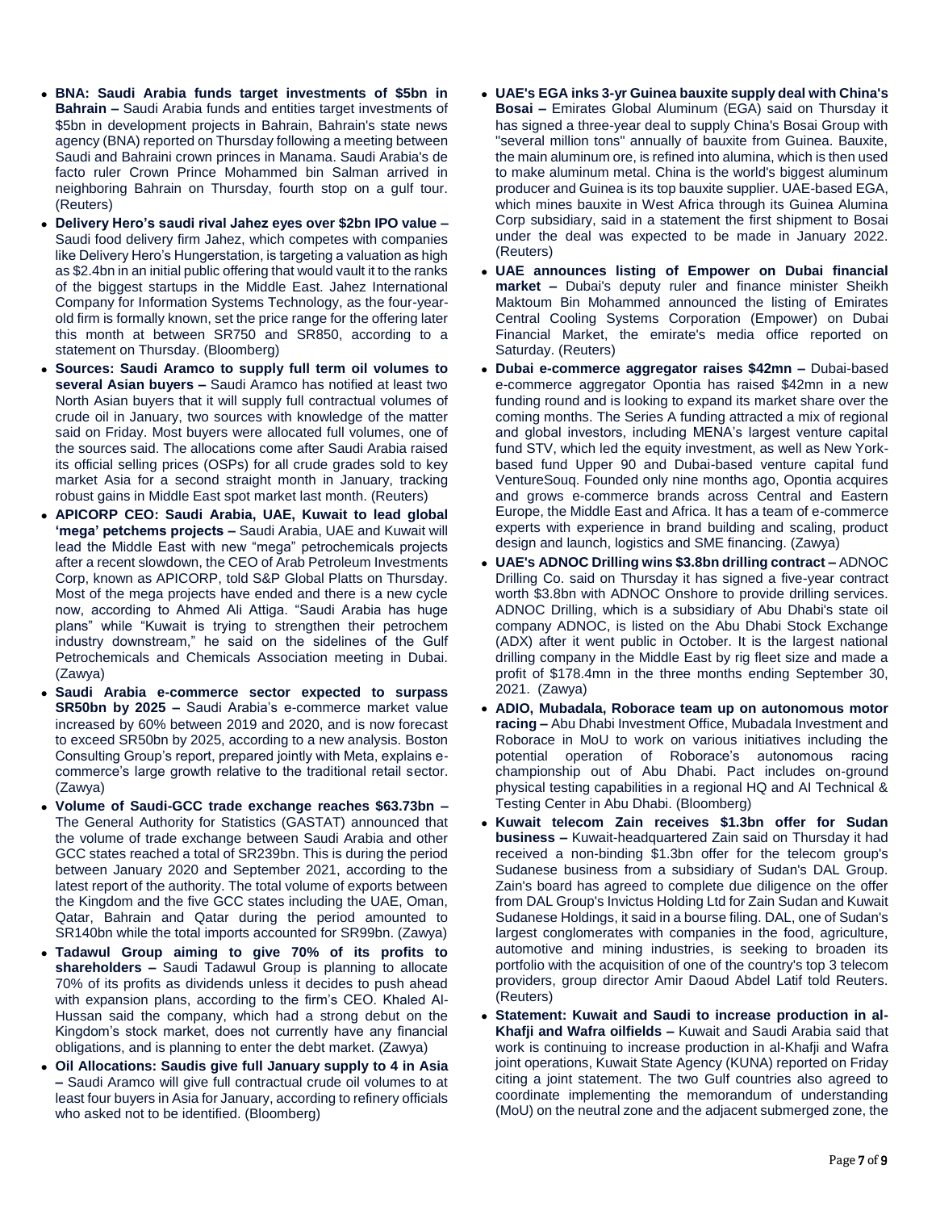- **BNA: Saudi Arabia funds target investments of $5bn in Bahrain –** Saudi Arabia funds and entities target investments of $5bn in development projects in Bahrain, Bahrain's state news agency (BNA) reported on Thursday following a meeting between Saudi and Bahraini crown princes in Manama. Saudi Arabia's de facto ruler Crown Prince Mohammed bin Salman arrived in neighboring Bahrain on Thursday, fourth stop on a gulf tour. (Reuters)
- **Delivery Hero's saudi rival Jahez eyes over $2bn IPO value –** Saudi food delivery firm Jahez, which competes with companies like Delivery Hero's Hungerstation, is targeting a valuation as high as $2.4bn in an initial public offering that would vault it to the ranks of the biggest startups in the Middle East. Jahez International Company for Information Systems Technology, as the four-year-old firm is formally known, set the price range for the offering later this month at between SR750 and SR850, according to a statement on Thursday. (Bloomberg)
- **Sources: Saudi Aramco to supply full term oil volumes to several Asian buyers –** Saudi Aramco has notified at least two North Asian buyers that it will supply full contractual volumes of crude oil in January, two sources with knowledge of the matter said on Friday. Most buyers were allocated full volumes, one of the sources said. The allocations come after Saudi Arabia raised its official selling prices (OSPs) for all crude grades sold to key market Asia for a second straight month in January, tracking robust gains in Middle East spot market last month. (Reuters)
- **APICORP CEO: Saudi Arabia, UAE, Kuwait to lead global 'mega' petchems projects –** Saudi Arabia, UAE and Kuwait will lead the Middle East with new "mega" petrochemicals projects after a recent slowdown, the CEO of Arab Petroleum Investments Corp, known as APICORP, told S&P Global Platts on Thursday. Most of the mega projects have ended and there is a new cycle now, according to Ahmed Ali Attiga. "Saudi Arabia has huge plans" while "Kuwait is trying to strengthen their petrochem industry downstream," he said on the sidelines of the Gulf Petrochemicals and Chemicals Association meeting in Dubai. (Zawya)
- **Saudi Arabia e-commerce sector expected to surpass SR50bn by 2025 –** Saudi Arabia's e-commerce market value increased by 60% between 2019 and 2020, and is now forecast to exceed SR50bn by 2025, according to a new analysis. Boston Consulting Group's report, prepared jointly with Meta, explains e-commerce's large growth relative to the traditional retail sector. (Zawya)
- **Volume of Saudi-GCC trade exchange reaches $63.73bn –** The General Authority for Statistics (GASTAT) announced that the volume of trade exchange between Saudi Arabia and other GCC states reached a total of SR239bn. This is during the period between January 2020 and September 2021, according to the latest report of the authority. The total volume of exports between the Kingdom and the five GCC states including the UAE, Oman, Qatar, Bahrain and Qatar during the period amounted to SR140bn while the total imports accounted for SR99bn. (Zawya)
- **Tadawul Group aiming to give 70% of its profits to shareholders –** Saudi Tadawul Group is planning to allocate 70% of its profits as dividends unless it decides to push ahead with expansion plans, according to the firm's CEO. Khaled Al-Hussan said the company, which had a strong debut on the Kingdom's stock market, does not currently have any financial obligations, and is planning to enter the debt market. (Zawya)
- **Oil Allocations: Saudis give full January supply to 4 in Asia –** Saudi Aramco will give full contractual crude oil volumes to at least four buyers in Asia for January, according to refinery officials who asked not to be identified. (Bloomberg)
- **UAE's EGA inks 3-yr Guinea bauxite supply deal with China's Bosai –** Emirates Global Aluminum (EGA) said on Thursday it has signed a three-year deal to supply China's Bosai Group with "several million tons" annually of bauxite from Guinea. Bauxite, the main aluminum ore, is refined into alumina, which is then used to make aluminum metal. China is the world's biggest aluminum producer and Guinea is its top bauxite supplier. UAE-based EGA, which mines bauxite in West Africa through its Guinea Alumina Corp subsidiary, said in a statement the first shipment to Bosai under the deal was expected to be made in January 2022. (Reuters)
- **UAE announces listing of Empower on Dubai financial market –** Dubai's deputy ruler and finance minister Sheikh Maktoum Bin Mohammed announced the listing of Emirates Central Cooling Systems Corporation (Empower) on Dubai Financial Market, the emirate's media office reported on Saturday. (Reuters)
- **Dubai e-commerce aggregator raises $42mn –** Dubai-based e-commerce aggregator Opontia has raised $42mn in a new funding round and is looking to expand its market share over the coming months. The Series A funding attracted a mix of regional and global investors, including MENA's largest venture capital fund STV, which led the equity investment, as well as New York-based fund Upper 90 and Dubai-based venture capital fund VentureSouq. Founded only nine months ago, Opontia acquires and grows e-commerce brands across Central and Eastern Europe, the Middle East and Africa. It has a team of e-commerce experts with experience in brand building and scaling, product design and launch, logistics and SME financing. (Zawya)
- **UAE's ADNOC Drilling wins $3.8bn drilling contract –** ADNOC Drilling Co. said on Thursday it has signed a five-year contract worth $3.8bn with ADNOC Onshore to provide drilling services. ADNOC Drilling, which is a subsidiary of Abu Dhabi's state oil company ADNOC, is listed on the Abu Dhabi Stock Exchange (ADX) after it went public in October. It is the largest national drilling company in the Middle East by rig fleet size and made a profit of $178.4mn in the three months ending September 30, 2021. (Zawya)
- **ADIO, Mubadala, Roborace team up on autonomous motor racing –** Abu Dhabi Investment Office, Mubadala Investment and Roborace in MoU to work on various initiatives including the potential operation of Roborace's autonomous racing championship out of Abu Dhabi. Pact includes on-ground physical testing capabilities in a regional HQ and AI Technical & Testing Center in Abu Dhabi. (Bloomberg)
- **Kuwait telecom Zain receives $1.3bn offer for Sudan business –** Kuwait-headquartered Zain said on Thursday it had received a non-binding $1.3bn offer for the telecom group's Sudanese business from a subsidiary of Sudan's DAL Group. Zain's board has agreed to complete due diligence on the offer from DAL Group's Invictus Holding Ltd for Zain Sudan and Kuwait Sudanese Holdings, it said in a bourse filing. DAL, one of Sudan's largest conglomerates with companies in the food, agriculture, automotive and mining industries, is seeking to broaden its portfolio with the acquisition of one of the country's top 3 telecom providers, group director Amir Daoud Abdel Latif told Reuters. (Reuters)
- **Statement: Kuwait and Saudi to increase production in al-Khafji and Wafra oilfields –** Kuwait and Saudi Arabia said that work is continuing to increase production in al-Khafji and Wafra joint operations, Kuwait State Agency (KUNA) reported on Friday citing a joint statement. The two Gulf countries also agreed to coordinate implementing the memorandum of understanding (MoU) on the neutral zone and the adjacent submerged zone, the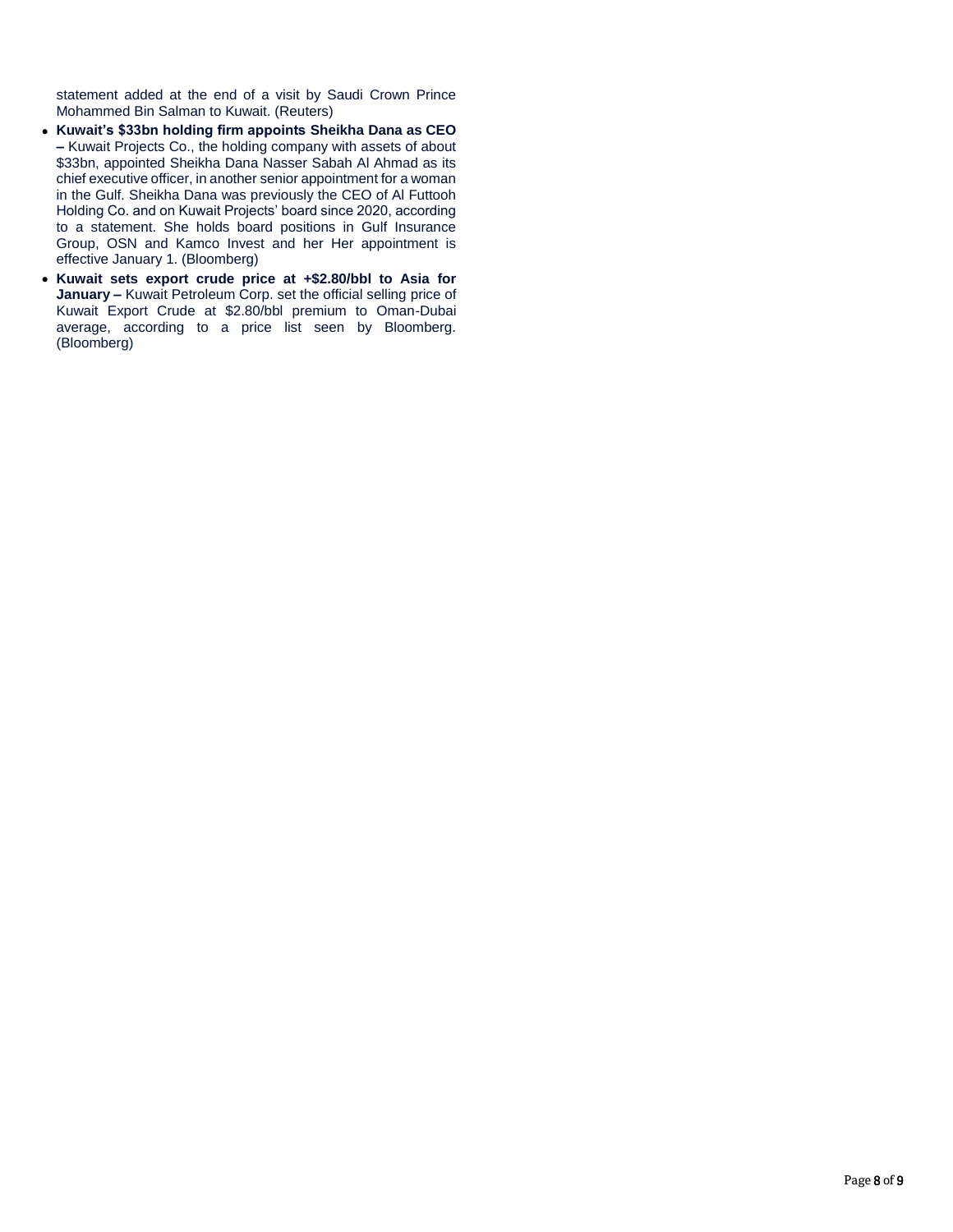statement added at the end of a visit by Saudi Crown Prince Mohammed Bin Salman to Kuwait. (Reuters)

- **Kuwait's $33bn holding firm appoints Sheikha Dana as CEO –** Kuwait Projects Co., the holding company with assets of about $33bn, appointed Sheikha Dana Nasser Sabah Al Ahmad as its chief executive officer, in another senior appointment for a woman in the Gulf. Sheikha Dana was previously the CEO of Al Futtooh Holding Co. and on Kuwait Projects' board since 2020, according to a statement. She holds board positions in Gulf Insurance Group, OSN and Kamco Invest and her Her appointment is effective January 1. (Bloomberg)
- **Kuwait sets export crude price at +$2.80/bbl to Asia for January –** Kuwait Petroleum Corp. set the official selling price of Kuwait Export Crude at $2.80/bbl premium to Oman-Dubai average, according to a price list seen by Bloomberg. (Bloomberg)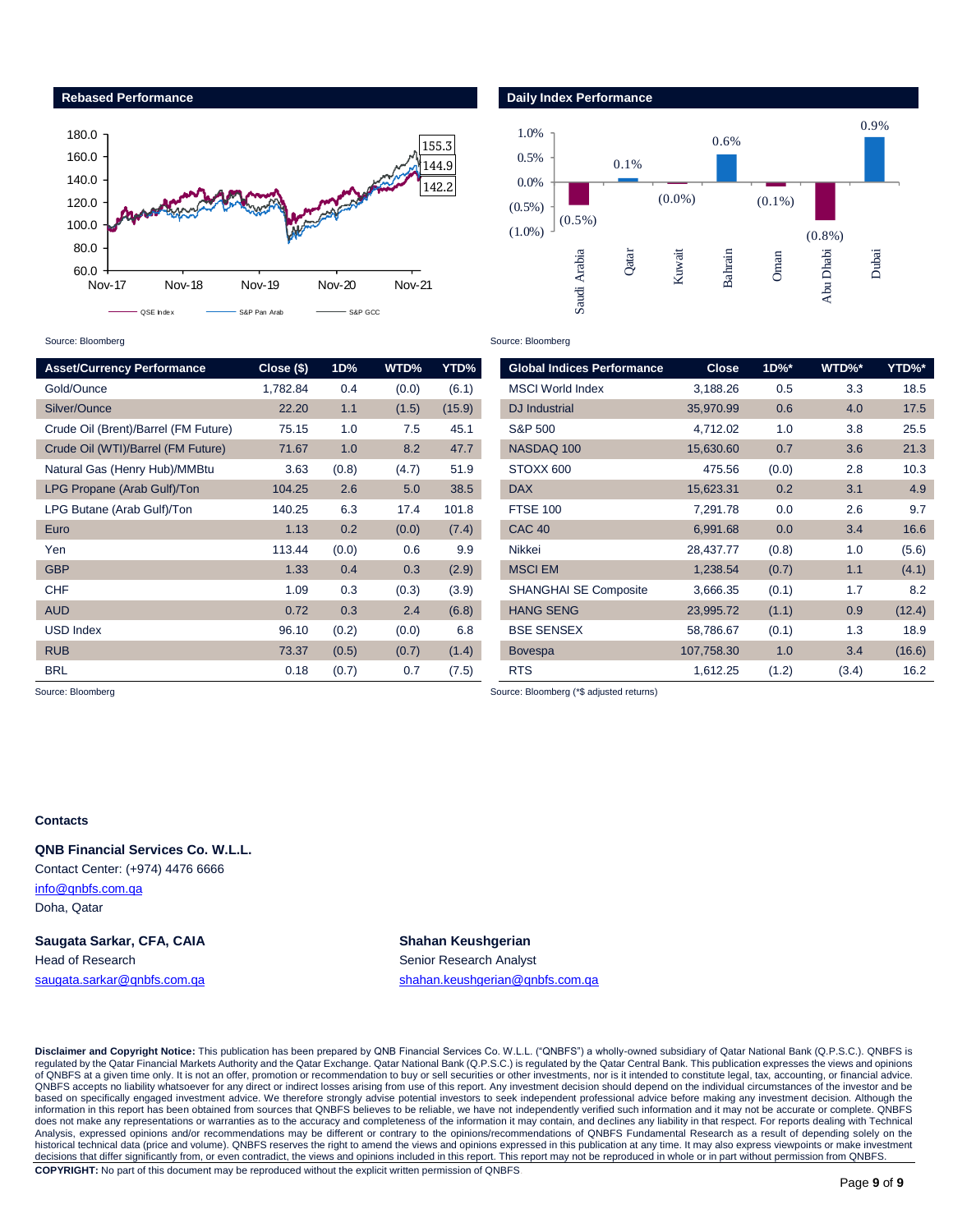### Rebased Performance

180.0
160.0
140.0
120.0
100.0
80.0
60.0

Nov-17 Nov-18 Nov-19 Nov-20 Nov-21

155.3
144.9
142.2

QSE Index S&P Pan Arab S&P GCC

Source: Bloomberg

### Daily Index Performance

1.0%
0.5%
0.0%
(0.5%)
(1.0%)

(0.5%) 0.1% (0.0%) 0.6% (0.1%) (0.8%) 0.9%

Saudi Arabia Qatar Kuwait Bahrain Oman Abu Dhabi Dubai

Source: Bloomberg

| Asset/Currency Performance | Close ($) | 1D% | WTD% | YTD% |
|---|---|---|---|---|
| Gold/Ounce | 1,782.84 | 0.4 | (0.0) | (6.1) |
| Silver/Ounce | 22.20 | 1.1 | (1.5) | (15.9) |
| Crude Oil (Brent)/Barrel (FM Future) | 75.15 | 1.0 | 7.5 | 45.1 |
| Crude Oil (WTI)/Barrel (FM Future) | 71.67 | 1.0 | 8.2 | 47.7 |
| Natural Gas (Henry Hub)/MMBtu | 3.63 | (0.8) | (4.7) | 51.9 |
| LPG Propane (Arab Gulf)/Ton | 104.25 | 2.6 | 5.0 | 38.5 |
| LPG Butane (Arab Gulf)/Ton | 140.25 | 6.3 | 17.4 | 101.8 |
| Euro | 1.13 | 0.2 | (0.0) | (7.4) |
| Yen | 113.44 | (0.0) | 0.6 | 9.9 |
| GBP | 1.33 | 0.4 | 0.3 | (2.9) |
| CHF | 1.09 | 0.3 | (0.3) | (3.9) |
| AUD | 0.72 | 0.3 | 2.4 | (6.8) |
| USD Index | 96.10 | (0.2) | (0.0) | 6.8 |
| RUB | 73.37 | (0.5) | (0.7) | (1.4) |
| BRL | 0.18 | (0.7) | 0.7 | (7.5) |

Source: Bloomberg

| Global Indices Performance | Close | 1D%* | WTD%* | YTD%* |
|---|---|---|---|---|
| MSCI World Index | 3,188.26 | 0.5 | 3.3 | 18.5 |
| DJ Industrial | 35,970.99 | 0.6 | 4.0 | 17.5 |
| S&P 500 | 4,712.02 | 1.0 | 3.8 | 25.5 |
| NASDAQ 100 | 15,630.60 | 0.7 | 3.6 | 21.3 |
| STOXX 600 | 475.56 | (0.0) | 2.8 | 10.3 |
| DAX | 15,623.31 | 0.2 | 3.1 | 4.9 |
| FTSE 100 | 7,291.78 | 0.0 | 2.6 | 9.7 |
| CAC 40 | 6,991.68 | 0.0 | 3.4 | 16.6 |
| Nikkei | 28,437.77 | (0.8) | 1.0 | (5.6) |
| MSCI EM | 1,238.54 | (0.7) | 1.1 | (4.1) |
| SHANGHAI SE Composite | 3,666.35 | (0.1) | 1.7 | 8.2 |
| HANG SENG | 23,995.72 | (1.1) | 0.9 | (12.4) |
| BSE SENSEX | 58,786.67 | (0.1) | 1.3 | 18.9 |
| Bovespa | 107,758.30 | 1.0 | 3.4 | (16.6) |
| RTS | 1,612.25 | (1.2) | (3.4) | 16.2 |

Source: Bloomberg (*$ adjusted returns)

**Contacts**

**QNB Financial Services Co. W.L.L.**
Contact Center: (+974) 4476 6666
info@qnbfs.com.qa
Doha, Qatar

**Saugata Sarkar, CFA, CAIA**
Head of Research
saugata.sarkar@qnbfs.com.qa

**Shahan Keushgerian**
Senior Research Analyst
shahan.keushgerian@qnbfs.com.qa

**Disclaimer and Copyright Notice:** This publication has been prepared by QNB Financial Services Co. W.L.L. ("QNBFS") a wholly-owned subsidiary of Qatar National Bank (Q.P.S.C.). QNBFS is regulated by the Qatar Financial Markets Authority and the Qatar Exchange. Qatar National Bank (Q.P.S.C.) is regulated by the Qatar Central Bank. This publication expresses the views and opinions of QNBFS at a given time only. It is not an offer, promotion or recommendation to buy or sell securities or other investments, nor is it intended to constitute legal, tax, accounting, or financial advice. QNBFS accepts no liability whatsoever for any direct or indirect losses arising from use of this report. Any investment decision should depend on the individual circumstances of the investor and be based on specifically engaged investment advice. We therefore strongly advise potential investors to seek independent professional advice before making any investment decision. Although the information in this report has been obtained from sources that QNBFS believes to be reliable, we have not independently verified such information and it may not be accurate or complete. QNBFS does not make any representations or warranties as to the accuracy and completeness of the information it may contain, and declines any liability in that respect. For reports dealing with Technical Analysis, expressed opinions and/or recommendations may be different or contrary to the opinions/recommendations of QNBFS Fundamental Research as a result of depending solely on the historical technical data (price and volume). QNBFS reserves the right to amend the views and opinions expressed in this publication at any time. It may also express viewpoints or make investment decisions that differ significantly from, or even contradict, the views and opinions included in this report. This report may not be reproduced in whole or in part without permission from QNBFS.

**COPYRIGHT:** No part of this document may be reproduced without the explicit written permission of QNBFS.